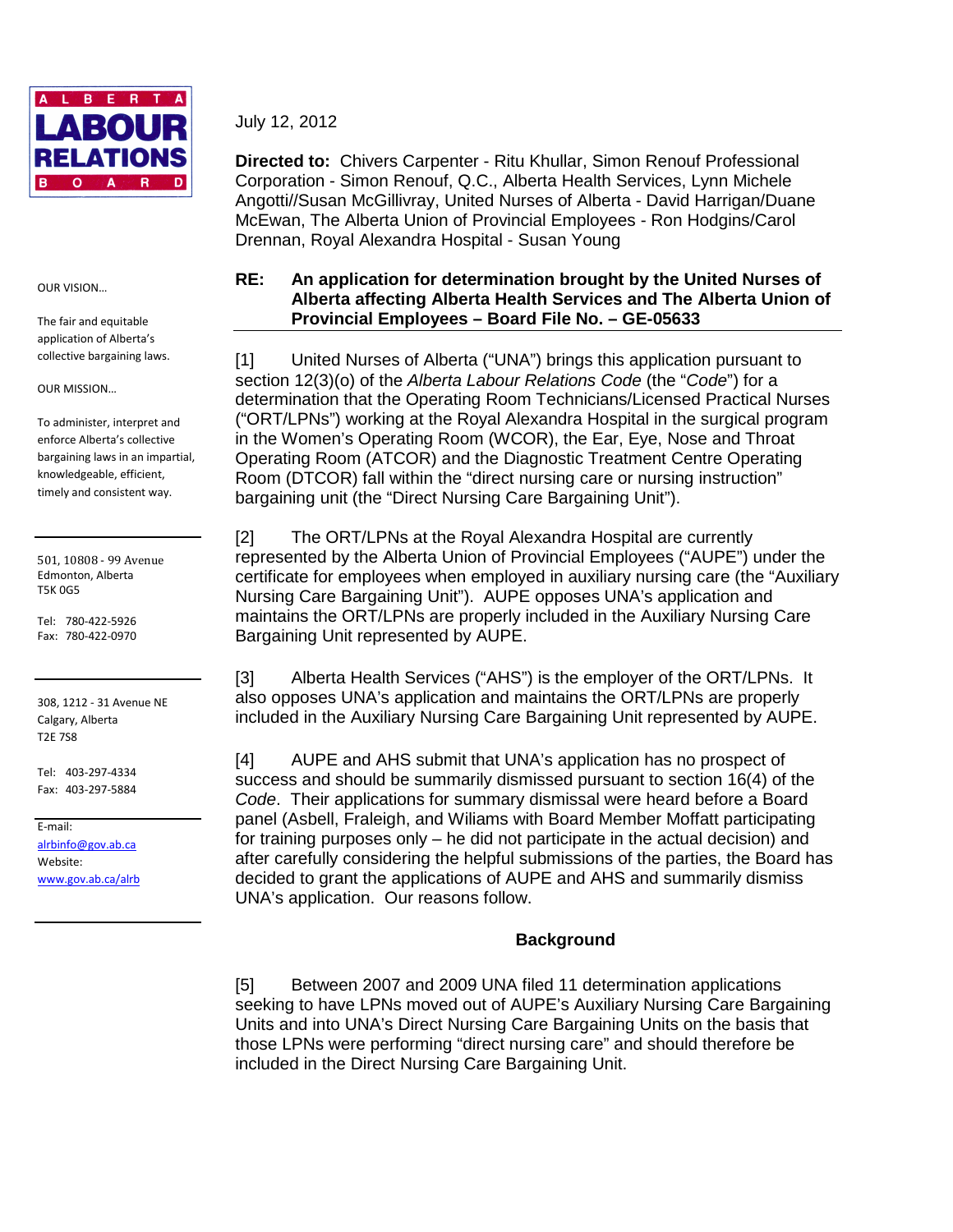ALBERTA LABOUR RELATIONS BOARD

OUR VISION…

The fair and equitable application of Alberta's collective bargaining laws.

OUR MISSION…

To administer, interpret and enforce Alberta's collective bargaining laws in an impartial, knowledgeable, efficient, timely and consistent way.

501, 10808 - 99 Avenue
Edmonton, Alberta
T5K 0G5

Tel: 780-422-5926
Fax: 780-422-0970

308, 1212 - 31 Avenue NE
Calgary, Alberta
T2E 7S8

Tel: 403-297-4334
Fax: 403-297-5884

E-mail:
alrbinfo@gov.ab.ca
Website:
www.gov.ab.ca/alrb

July 12, 2012

**Directed to:** Chivers Carpenter - Ritu Khullar, Simon Renouf Professional Corporation - Simon Renouf, Q.C., Alberta Health Services, Lynn Michele Angotti//Susan McGillivray, United Nurses of Alberta - David Harrigan/Duane McEwan, The Alberta Union of Provincial Employees - Ron Hodgins/Carol Drennan, Royal Alexandra Hospital - Susan Young

**RE: An application for determination brought by the United Nurses of Alberta affecting Alberta Health Services and The Alberta Union of Provincial Employees – Board File No. – GE-05633**

[1] United Nurses of Alberta ("UNA") brings this application pursuant to section 12(3)(o) of the *Alberta Labour Relations Code* (the "*Code*") for a determination that the Operating Room Technicians/Licensed Practical Nurses ("ORT/LPNs") working at the Royal Alexandra Hospital in the surgical program in the Women's Operating Room (WCOR), the Ear, Eye, Nose and Throat Operating Room (ATCOR) and the Diagnostic Treatment Centre Operating Room (DTCOR) fall within the "direct nursing care or nursing instruction" bargaining unit (the "Direct Nursing Care Bargaining Unit").

[2] The ORT/LPNs at the Royal Alexandra Hospital are currently represented by the Alberta Union of Provincial Employees ("AUPE") under the certificate for employees when employed in auxiliary nursing care (the "Auxiliary Nursing Care Bargaining Unit"). AUPE opposes UNA's application and maintains the ORT/LPNs are properly included in the Auxiliary Nursing Care Bargaining Unit represented by AUPE.

[3] Alberta Health Services ("AHS") is the employer of the ORT/LPNs. It also opposes UNA's application and maintains the ORT/LPNs are properly included in the Auxiliary Nursing Care Bargaining Unit represented by AUPE.

[4] AUPE and AHS submit that UNA's application has no prospect of success and should be summarily dismissed pursuant to section 16(4) of the *Code*. Their applications for summary dismissal were heard before a Board panel (Asbell, Fraleigh, and Wiliams with Board Member Moffatt participating for training purposes only – he did not participate in the actual decision) and after carefully considering the helpful submissions of the parties, the Board has decided to grant the applications of AUPE and AHS and summarily dismiss UNA's application. Our reasons follow.

## Background

[5] Between 2007 and 2009 UNA filed 11 determination applications seeking to have LPNs moved out of AUPE's Auxiliary Nursing Care Bargaining Units and into UNA's Direct Nursing Care Bargaining Units on the basis that those LPNs were performing "direct nursing care" and should therefore be included in the Direct Nursing Care Bargaining Unit.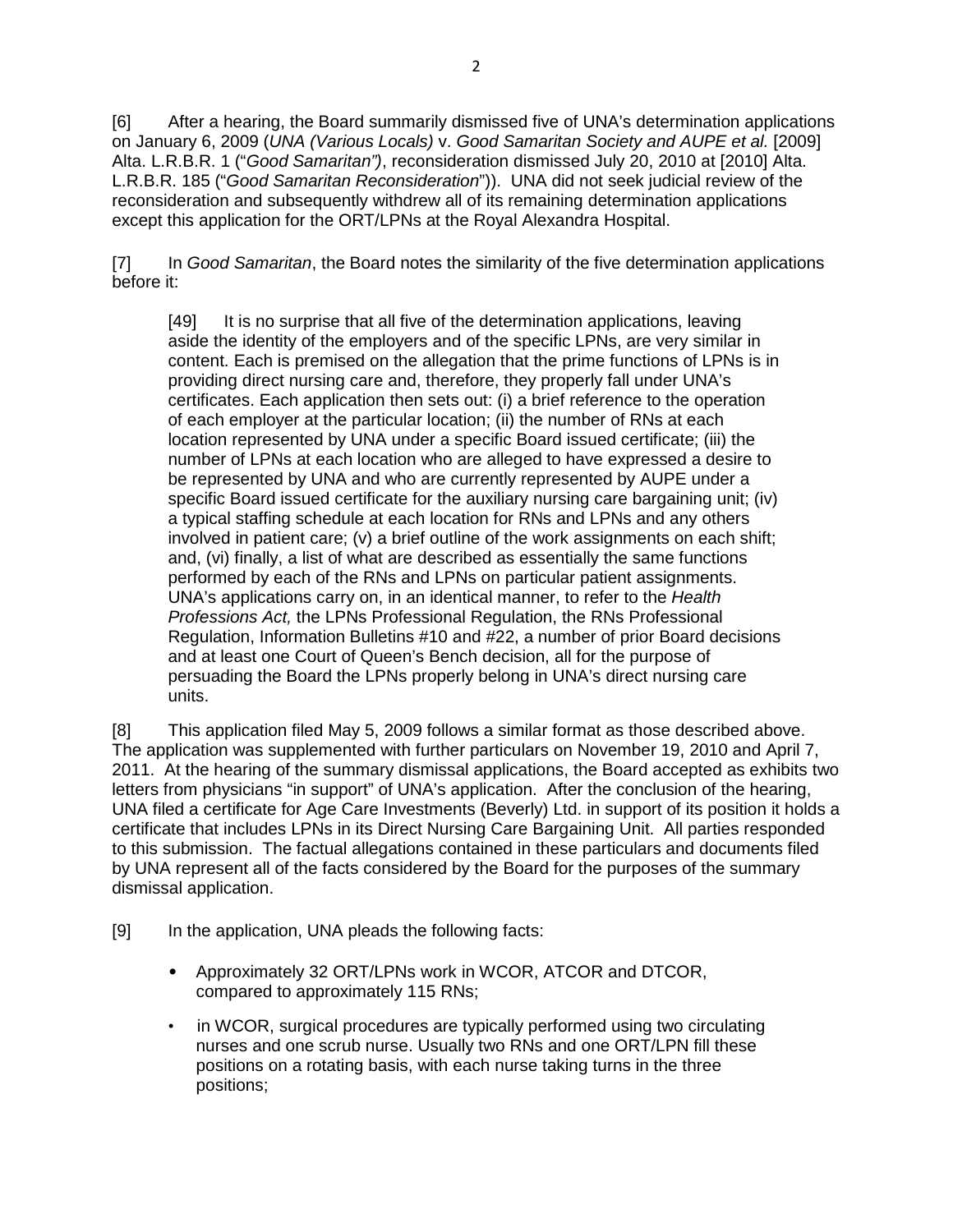[6] After a hearing, the Board summarily dismissed five of UNA's determination applications on January 6, 2009 (*UNA (Various Locals)* v. *Good Samaritan Society and AUPE et al.* [2009] Alta. L.R.B.R. 1 ("*Good Samaritan")*, reconsideration dismissed July 20, 2010 at [2010] Alta. L.R.B.R. 185 ("*Good Samaritan Reconsideration*")). UNA did not seek judicial review of the reconsideration and subsequently withdrew all of its remaining determination applications except this application for the ORT/LPNs at the Royal Alexandra Hospital.

[7] In *Good Samaritan*, the Board notes the similarity of the five determination applications before it:

> [49] It is no surprise that all five of the determination applications, leaving aside the identity of the employers and of the specific LPNs, are very similar in content. Each is premised on the allegation that the prime functions of LPNs is in providing direct nursing care and, therefore, they properly fall under UNA's certificates. Each application then sets out: (i) a brief reference to the operation of each employer at the particular location; (ii) the number of RNs at each location represented by UNA under a specific Board issued certificate; (iii) the number of LPNs at each location who are alleged to have expressed a desire to be represented by UNA and who are currently represented by AUPE under a specific Board issued certificate for the auxiliary nursing care bargaining unit; (iv) a typical staffing schedule at each location for RNs and LPNs and any others involved in patient care; (v) a brief outline of the work assignments on each shift; and, (vi) finally, a list of what are described as essentially the same functions performed by each of the RNs and LPNs on particular patient assignments. UNA's applications carry on, in an identical manner, to refer to the *Health Professions Act,* the LPNs Professional Regulation, the RNs Professional Regulation, Information Bulletins #10 and #22, a number of prior Board decisions and at least one Court of Queen's Bench decision, all for the purpose of persuading the Board the LPNs properly belong in UNA's direct nursing care units.

[8] This application filed May 5, 2009 follows a similar format as those described above. The application was supplemented with further particulars on November 19, 2010 and April 7, 2011. At the hearing of the summary dismissal applications, the Board accepted as exhibits two letters from physicians "in support" of UNA's application. After the conclusion of the hearing, UNA filed a certificate for Age Care Investments (Beverly) Ltd. in support of its position it holds a certificate that includes LPNs in its Direct Nursing Care Bargaining Unit. All parties responded to this submission. The factual allegations contained in these particulars and documents filed by UNA represent all of the facts considered by the Board for the purposes of the summary dismissal application.

[9] In the application, UNA pleads the following facts:

- Approximately 32 ORT/LPNs work in WCOR, ATCOR and DTCOR, compared to approximately 115 RNs;
- in WCOR, surgical procedures are typically performed using two circulating nurses and one scrub nurse. Usually two RNs and one ORT/LPN fill these positions on a rotating basis, with each nurse taking turns in the three positions;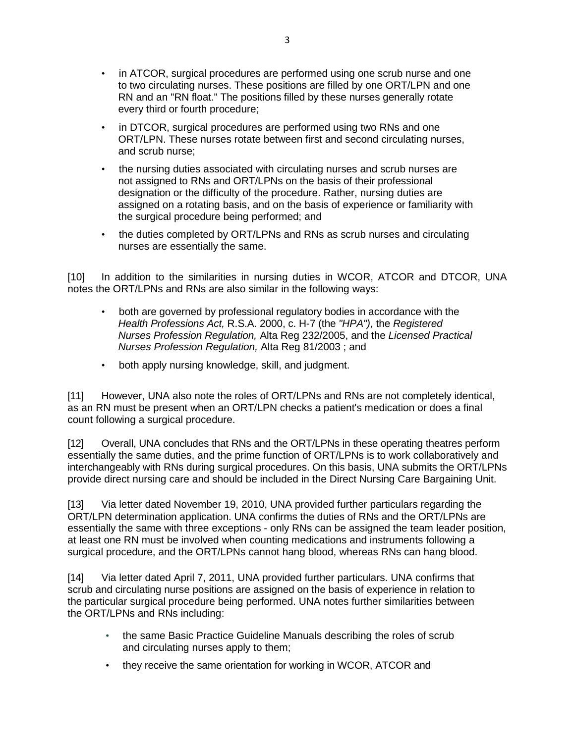- in ATCOR, surgical procedures are performed using one scrub nurse and one to two circulating nurses. These positions are filled by one ORT/LPN and one RN and an "RN float." The positions filled by these nurses generally rotate every third or fourth procedure;
- in DTCOR, surgical procedures are performed using two RNs and one ORT/LPN. These nurses rotate between first and second circulating nurses, and scrub nurse;
- the nursing duties associated with circulating nurses and scrub nurses are not assigned to RNs and ORT/LPNs on the basis of their professional designation or the difficulty of the procedure. Rather, nursing duties are assigned on a rotating basis, and on the basis of experience or familiarity with the surgical procedure being performed; and
- the duties completed by ORT/LPNs and RNs as scrub nurses and circulating nurses are essentially the same.

[10] In addition to the similarities in nursing duties in WCOR, ATCOR and DTCOR, UNA notes the ORT/LPNs and RNs are also similar in the following ways:

- both are governed by professional regulatory bodies in accordance with the *Health Professions Act,* R.S.A. 2000, c. H-7 (the *"HPA"),* the *Registered Nurses Profession Regulation,* Alta Reg 232/2005, and the *Licensed Practical Nurses Profession Regulation,* Alta Reg 81/2003 ; and
- both apply nursing knowledge, skill, and judgment.

[11] However, UNA also note the roles of ORT/LPNs and RNs are not completely identical, as an RN must be present when an ORT/LPN checks a patient's medication or does a final count following a surgical procedure.

[12] Overall, UNA concludes that RNs and the ORT/LPNs in these operating theatres perform essentially the same duties, and the prime function of ORT/LPNs is to work collaboratively and interchangeably with RNs during surgical procedures. On this basis, UNA submits the ORT/LPNs provide direct nursing care and should be included in the Direct Nursing Care Bargaining Unit.

[13] Via letter dated November 19, 2010, UNA provided further particulars regarding the ORT/LPN determination application. UNA confirms the duties of RNs and the ORT/LPNs are essentially the same with three exceptions - only RNs can be assigned the team leader position, at least one RN must be involved when counting medications and instruments following a surgical procedure, and the ORT/LPNs cannot hang blood, whereas RNs can hang blood.

[14] Via letter dated April 7, 2011, UNA provided further particulars. UNA confirms that scrub and circulating nurse positions are assigned on the basis of experience in relation to the particular surgical procedure being performed. UNA notes further similarities between the ORT/LPNs and RNs including:

- the same Basic Practice Guideline Manuals describing the roles of scrub and circulating nurses apply to them;
- they receive the same orientation for working in WCOR, ATCOR and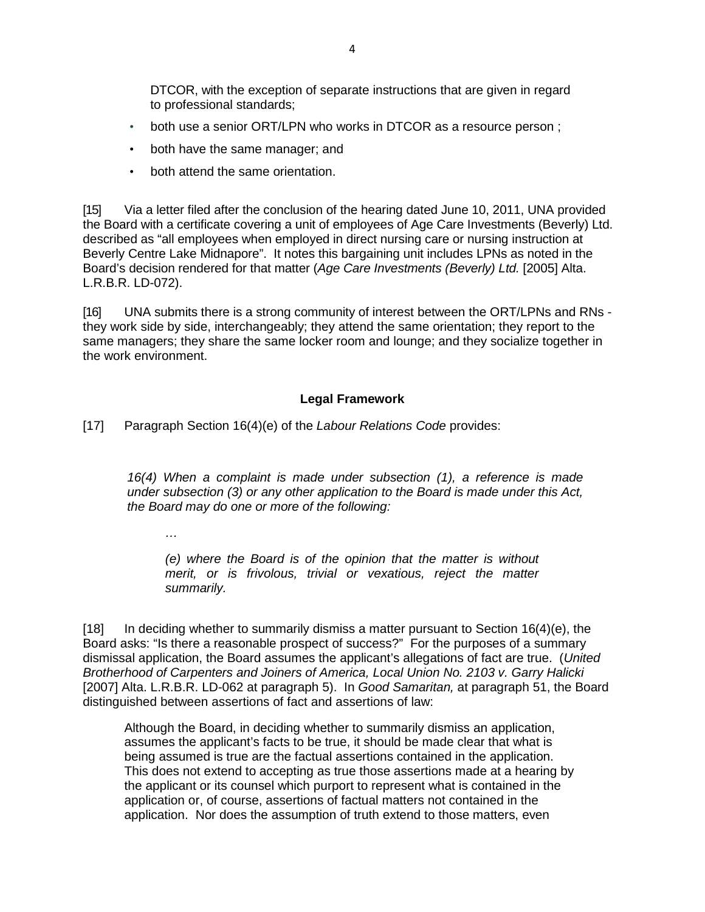DTCOR, with the exception of separate instructions that are given in regard to professional standards;

- both use a senior ORT/LPN who works in DTCOR as a resource person ;
- both have the same manager; and
- both attend the same orientation.

[15] Via a letter filed after the conclusion of the hearing dated June 10, 2011, UNA provided the Board with a certificate covering a unit of employees of Age Care Investments (Beverly) Ltd. described as "all employees when employed in direct nursing care or nursing instruction at Beverly Centre Lake Midnapore". It notes this bargaining unit includes LPNs as noted in the Board's decision rendered for that matter (*Age Care Investments (Beverly) Ltd.* [2005] Alta. L.R.B.R. LD-072).

[16] UNA submits there is a strong community of interest between the ORT/LPNs and RNs - they work side by side, interchangeably; they attend the same orientation; they report to the same managers; they share the same locker room and lounge; and they socialize together in the work environment.

**Legal Framework**

[17] Paragraph Section 16(4)(e) of the *Labour Relations Code* provides:

> *16(4) When a complaint is made under subsection (1), a reference is made under subsection (3) or any other application to the Board is made under this Act, the Board may do one or more of the following:*
>
> *…*
>
> *(e) where the Board is of the opinion that the matter is without merit, or is frivolous, trivial or vexatious, reject the matter summarily.*

[18] In deciding whether to summarily dismiss a matter pursuant to Section 16(4)(e), the Board asks: "Is there a reasonable prospect of success?" For the purposes of a summary dismissal application, the Board assumes the applicant's allegations of fact are true. (*United Brotherhood of Carpenters and Joiners of America, Local Union No. 2103 v. Garry Halicki* [2007] Alta. L.R.B.R. LD-062 at paragraph 5). In *Good Samaritan,* at paragraph 51, the Board distinguished between assertions of fact and assertions of law:

> Although the Board, in deciding whether to summarily dismiss an application, assumes the applicant's facts to be true, it should be made clear that what is being assumed is true are the factual assertions contained in the application. This does not extend to accepting as true those assertions made at a hearing by the applicant or its counsel which purport to represent what is contained in the application or, of course, assertions of factual matters not contained in the application. Nor does the assumption of truth extend to those matters, even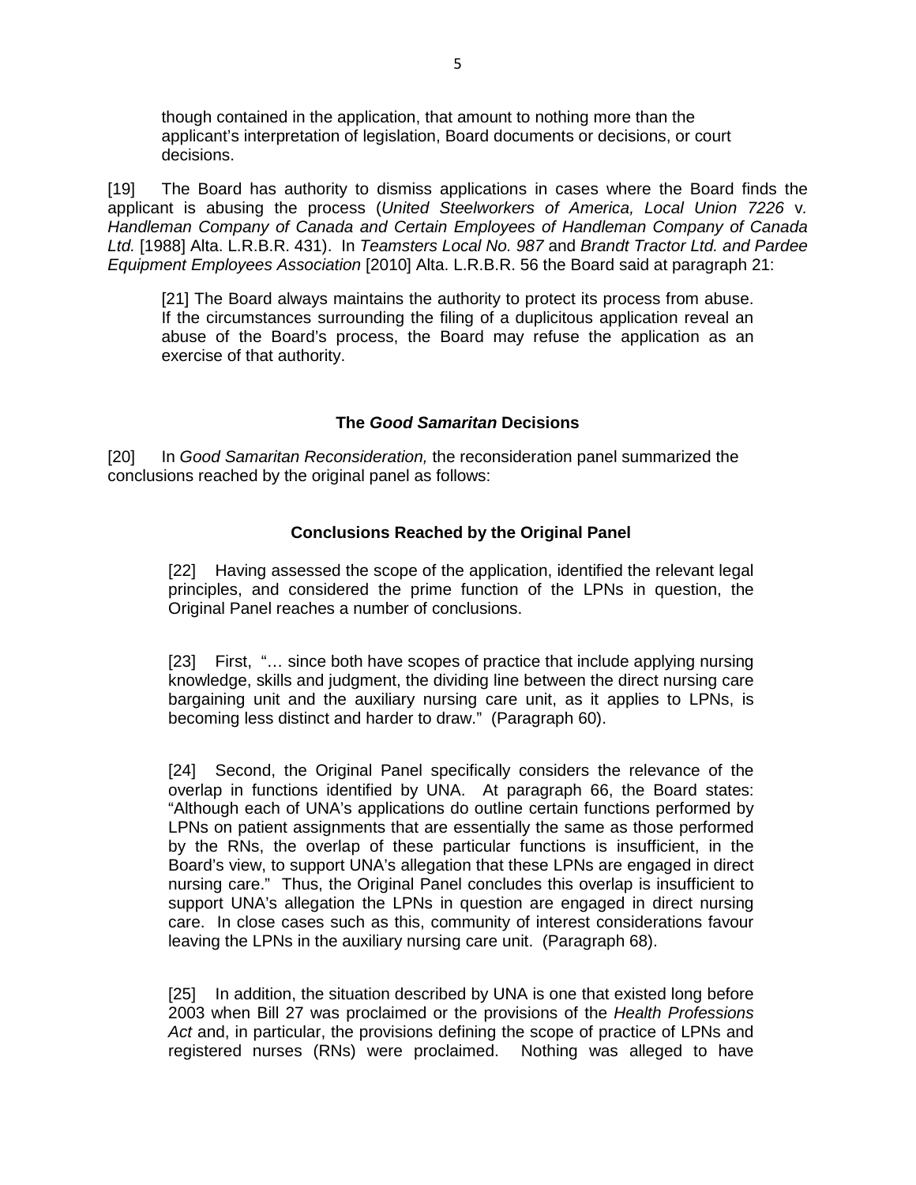> though contained in the application, that amount to nothing more than the applicant's interpretation of legislation, Board documents or decisions, or court decisions.

[19] The Board has authority to dismiss applications in cases where the Board finds the applicant is abusing the process (*United Steelworkers of America, Local Union 7226* v. *Handleman Company of Canada and Certain Employees of Handleman Company of Canada Ltd.* [1988] Alta. L.R.B.R. 431). In *Teamsters Local No. 987* and *Brandt Tractor Ltd. and Pardee Equipment Employees Association* [2010] Alta. L.R.B.R. 56 the Board said at paragraph 21:

> [21] The Board always maintains the authority to protect its process from abuse. If the circumstances surrounding the filing of a duplicitous application reveal an abuse of the Board's process, the Board may refuse the application as an exercise of that authority.

### The *Good Samaritan* Decisions

[20] In *Good Samaritan Reconsideration,* the reconsideration panel summarized the conclusions reached by the original panel as follows:

> **Conclusions Reached by the Original Panel**
>
> [22] Having assessed the scope of the application, identified the relevant legal principles, and considered the prime function of the LPNs in question, the Original Panel reaches a number of conclusions.
>
> [23] First, "… since both have scopes of practice that include applying nursing knowledge, skills and judgment, the dividing line between the direct nursing care bargaining unit and the auxiliary nursing care unit, as it applies to LPNs, is becoming less distinct and harder to draw." (Paragraph 60).
>
> [24] Second, the Original Panel specifically considers the relevance of the overlap in functions identified by UNA. At paragraph 66, the Board states: "Although each of UNA's applications do outline certain functions performed by LPNs on patient assignments that are essentially the same as those performed by the RNs, the overlap of these particular functions is insufficient, in the Board's view, to support UNA's allegation that these LPNs are engaged in direct nursing care." Thus, the Original Panel concludes this overlap is insufficient to support UNA's allegation the LPNs in question are engaged in direct nursing care. In close cases such as this, community of interest considerations favour leaving the LPNs in the auxiliary nursing care unit. (Paragraph 68).
>
> [25] In addition, the situation described by UNA is one that existed long before 2003 when Bill 27 was proclaimed or the provisions of the *Health Professions Act* and, in particular, the provisions defining the scope of practice of LPNs and registered nurses (RNs) were proclaimed. Nothing was alleged to have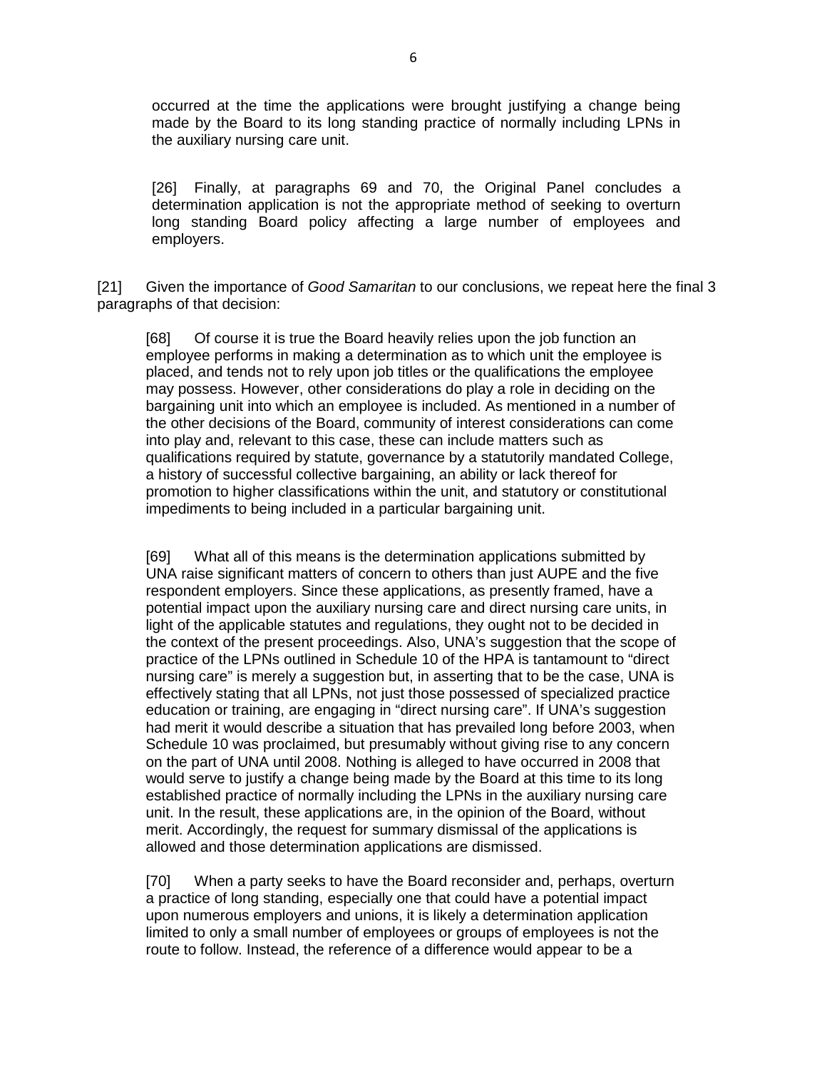> occurred at the time the applications were brought justifying a change being made by the Board to its long standing practice of normally including LPNs in the auxiliary nursing care unit.
>
> [26] Finally, at paragraphs 69 and 70, the Original Panel concludes a determination application is not the appropriate method of seeking to overturn long standing Board policy affecting a large number of employees and employers.

[21] Given the importance of *Good Samaritan* to our conclusions, we repeat here the final 3 paragraphs of that decision:

> [68] Of course it is true the Board heavily relies upon the job function an employee performs in making a determination as to which unit the employee is placed, and tends not to rely upon job titles or the qualifications the employee may possess. However, other considerations do play a role in deciding on the bargaining unit into which an employee is included. As mentioned in a number of the other decisions of the Board, community of interest considerations can come into play and, relevant to this case, these can include matters such as qualifications required by statute, governance by a statutorily mandated College, a history of successful collective bargaining, an ability or lack thereof for promotion to higher classifications within the unit, and statutory or constitutional impediments to being included in a particular bargaining unit.
>
> [69] What all of this means is the determination applications submitted by UNA raise significant matters of concern to others than just AUPE and the five respondent employers. Since these applications, as presently framed, have a potential impact upon the auxiliary nursing care and direct nursing care units, in light of the applicable statutes and regulations, they ought not to be decided in the context of the present proceedings. Also, UNA's suggestion that the scope of practice of the LPNs outlined in Schedule 10 of the HPA is tantamount to "direct nursing care" is merely a suggestion but, in asserting that to be the case, UNA is effectively stating that all LPNs, not just those possessed of specialized practice education or training, are engaging in "direct nursing care". If UNA's suggestion had merit it would describe a situation that has prevailed long before 2003, when Schedule 10 was proclaimed, but presumably without giving rise to any concern on the part of UNA until 2008. Nothing is alleged to have occurred in 2008 that would serve to justify a change being made by the Board at this time to its long established practice of normally including the LPNs in the auxiliary nursing care unit. In the result, these applications are, in the opinion of the Board, without merit. Accordingly, the request for summary dismissal of the applications is allowed and those determination applications are dismissed.
>
> [70] When a party seeks to have the Board reconsider and, perhaps, overturn a practice of long standing, especially one that could have a potential impact upon numerous employers and unions, it is likely a determination application limited to only a small number of employees or groups of employees is not the route to follow. Instead, the reference of a difference would appear to be a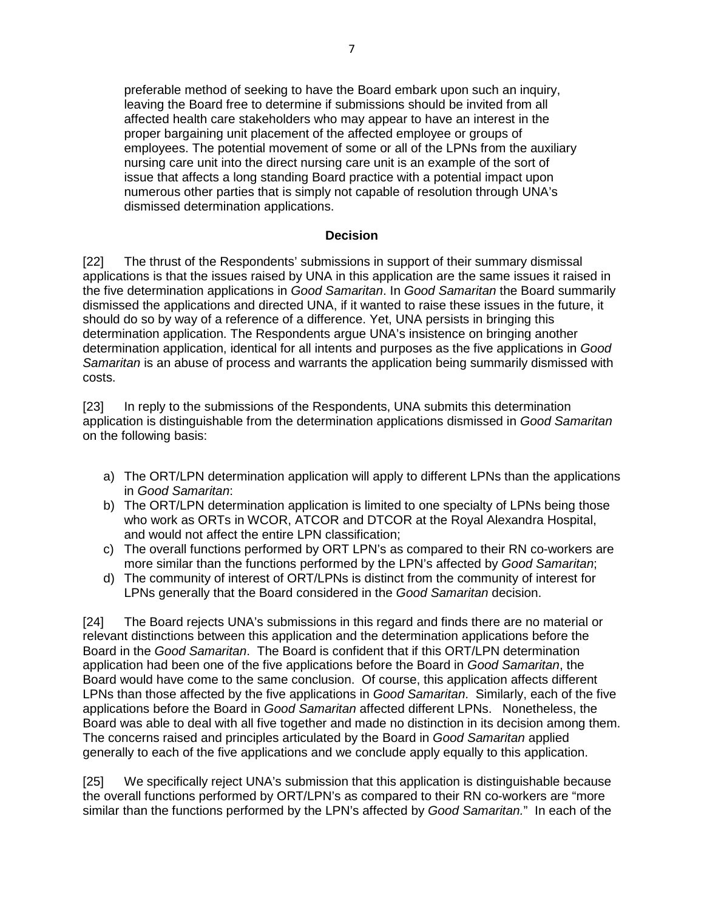> preferable method of seeking to have the Board embark upon such an inquiry, leaving the Board free to determine if submissions should be invited from all affected health care stakeholders who may appear to have an interest in the proper bargaining unit placement of the affected employee or groups of employees. The potential movement of some or all of the LPNs from the auxiliary nursing care unit into the direct nursing care unit is an example of the sort of issue that affects a long standing Board practice with a potential impact upon numerous other parties that is simply not capable of resolution through UNA's dismissed determination applications.

### Decision

[22] The thrust of the Respondents' submissions in support of their summary dismissal applications is that the issues raised by UNA in this application are the same issues it raised in the five determination applications in *Good Samaritan*. In *Good Samaritan* the Board summarily dismissed the applications and directed UNA, if it wanted to raise these issues in the future, it should do so by way of a reference of a difference. Yet, UNA persists in bringing this determination application. The Respondents argue UNA's insistence on bringing another determination application, identical for all intents and purposes as the five applications in *Good Samaritan* is an abuse of process and warrants the application being summarily dismissed with costs.

[23] In reply to the submissions of the Respondents, UNA submits this determination application is distinguishable from the determination applications dismissed in *Good Samaritan* on the following basis:

a) The ORT/LPN determination application will apply to different LPNs than the applications in *Good Samaritan*:
b) The ORT/LPN determination application is limited to one specialty of LPNs being those who work as ORTs in WCOR, ATCOR and DTCOR at the Royal Alexandra Hospital, and would not affect the entire LPN classification;
c) The overall functions performed by ORT LPN's as compared to their RN co-workers are more similar than the functions performed by the LPN's affected by *Good Samaritan*;
d) The community of interest of ORT/LPNs is distinct from the community of interest for LPNs generally that the Board considered in the *Good Samaritan* decision.

[24] The Board rejects UNA's submissions in this regard and finds there are no material or relevant distinctions between this application and the determination applications before the Board in the *Good Samaritan*. The Board is confident that if this ORT/LPN determination application had been one of the five applications before the Board in *Good Samaritan*, the Board would have come to the same conclusion. Of course, this application affects different LPNs than those affected by the five applications in *Good Samaritan*. Similarly, each of the five applications before the Board in *Good Samaritan* affected different LPNs. Nonetheless, the Board was able to deal with all five together and made no distinction in its decision among them. The concerns raised and principles articulated by the Board in *Good Samaritan* applied generally to each of the five applications and we conclude apply equally to this application.

[25] We specifically reject UNA's submission that this application is distinguishable because the overall functions performed by ORT/LPN's as compared to their RN co-workers are "more similar than the functions performed by the LPN's affected by *Good Samaritan.*" In each of the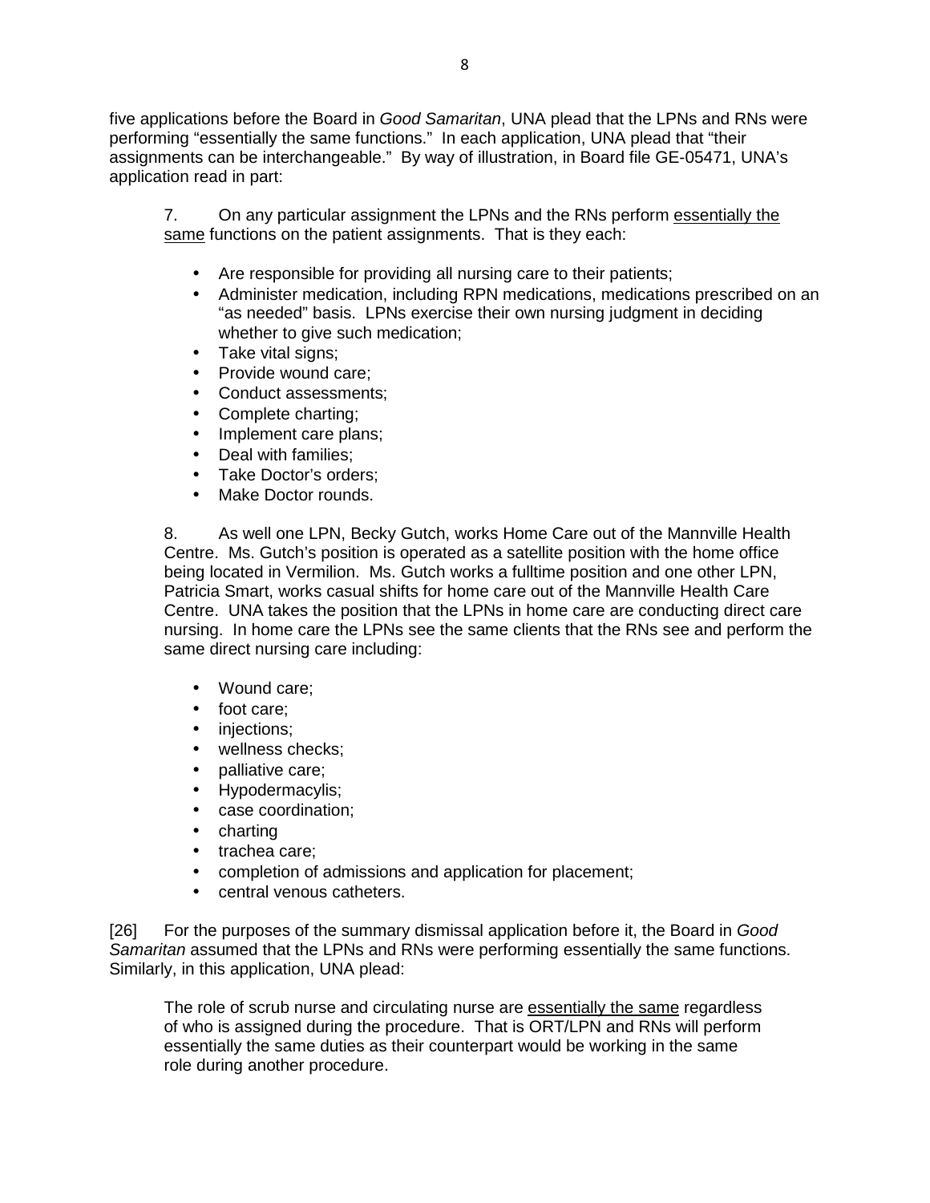five applications before the Board in *Good Samaritan*, UNA plead that the LPNs and RNs were performing "essentially the same functions." In each application, UNA plead that "their assignments can be interchangeable." By way of illustration, in Board file GE-05471, UNA's application read in part:

> 7. On any particular assignment the LPNs and the RNs perform <u>essentially the same</u> functions on the patient assignments. That is they each:
>
> - Are responsible for providing all nursing care to their patients;
> - Administer medication, including RPN medications, medications prescribed on an "as needed" basis. LPNs exercise their own nursing judgment in deciding whether to give such medication;
> - Take vital signs;
> - Provide wound care;
> - Conduct assessments;
> - Complete charting;
> - Implement care plans;
> - Deal with families;
> - Take Doctor's orders;
> - Make Doctor rounds.
>
> 8. As well one LPN, Becky Gutch, works Home Care out of the Mannville Health Centre. Ms. Gutch's position is operated as a satellite position with the home office being located in Vermilion. Ms. Gutch works a fulltime position and one other LPN, Patricia Smart, works casual shifts for home care out of the Mannville Health Care Centre. UNA takes the position that the LPNs in home care are conducting direct care nursing. In home care the LPNs see the same clients that the RNs see and perform the same direct nursing care including:
>
> - Wound care;
> - foot care;
> - injections;
> - wellness checks;
> - palliative care;
> - Hypodermacylis;
> - case coordination;
> - charting
> - trachea care;
> - completion of admissions and application for placement;
> - central venous catheters.

[26] For the purposes of the summary dismissal application before it, the Board in *Good Samaritan* assumed that the LPNs and RNs were performing essentially the same functions. Similarly, in this application, UNA plead:

> The role of scrub nurse and circulating nurse are <u>essentially the same</u> regardless of who is assigned during the procedure. That is ORT/LPN and RNs will perform essentially the same duties as their counterpart would be working in the same role during another procedure.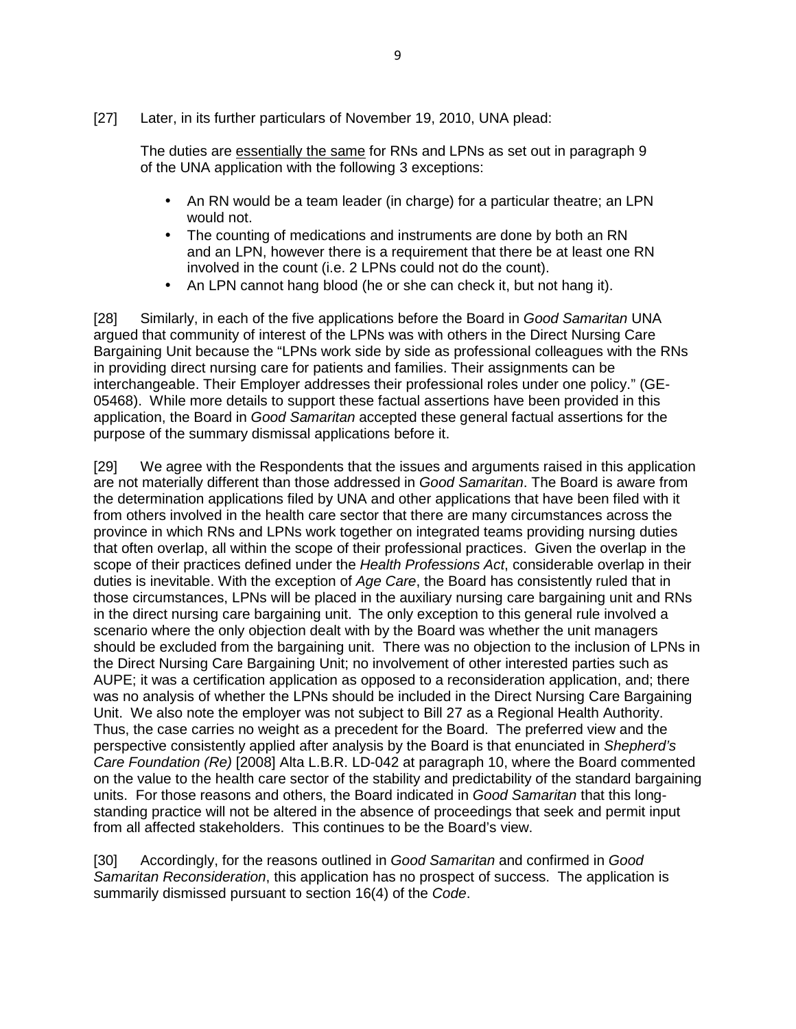[27] Later, in its further particulars of November 19, 2010, UNA plead:

> The duties are <u>essentially the same</u> for RNs and LPNs as set out in paragraph 9 of the UNA application with the following 3 exceptions:
>
> - An RN would be a team leader (in charge) for a particular theatre; an LPN would not.
> - The counting of medications and instruments are done by both an RN and an LPN, however there is a requirement that there be at least one RN involved in the count (i.e. 2 LPNs could not do the count).
> - An LPN cannot hang blood (he or she can check it, but not hang it).

[28] Similarly, in each of the five applications before the Board in *Good Samaritan* UNA argued that community of interest of the LPNs was with others in the Direct Nursing Care Bargaining Unit because the "LPNs work side by side as professional colleagues with the RNs in providing direct nursing care for patients and families. Their assignments can be interchangeable. Their Employer addresses their professional roles under one policy." (GE-05468). While more details to support these factual assertions have been provided in this application, the Board in *Good Samaritan* accepted these general factual assertions for the purpose of the summary dismissal applications before it.

[29] We agree with the Respondents that the issues and arguments raised in this application are not materially different than those addressed in *Good Samaritan*. The Board is aware from the determination applications filed by UNA and other applications that have been filed with it from others involved in the health care sector that there are many circumstances across the province in which RNs and LPNs work together on integrated teams providing nursing duties that often overlap, all within the scope of their professional practices. Given the overlap in the scope of their practices defined under the *Health Professions Act*, considerable overlap in their duties is inevitable. With the exception of *Age Care*, the Board has consistently ruled that in those circumstances, LPNs will be placed in the auxiliary nursing care bargaining unit and RNs in the direct nursing care bargaining unit. The only exception to this general rule involved a scenario where the only objection dealt with by the Board was whether the unit managers should be excluded from the bargaining unit. There was no objection to the inclusion of LPNs in the Direct Nursing Care Bargaining Unit; no involvement of other interested parties such as AUPE; it was a certification application as opposed to a reconsideration application, and; there was no analysis of whether the LPNs should be included in the Direct Nursing Care Bargaining Unit. We also note the employer was not subject to Bill 27 as a Regional Health Authority. Thus, the case carries no weight as a precedent for the Board. The preferred view and the perspective consistently applied after analysis by the Board is that enunciated in *Shepherd's Care Foundation (Re)* [2008] Alta L.B.R. LD-042 at paragraph 10, where the Board commented on the value to the health care sector of the stability and predictability of the standard bargaining units. For those reasons and others, the Board indicated in *Good Samaritan* that this long-standing practice will not be altered in the absence of proceedings that seek and permit input from all affected stakeholders. This continues to be the Board's view.

[30] Accordingly, for the reasons outlined in *Good Samaritan* and confirmed in *Good Samaritan Reconsideration*, this application has no prospect of success. The application is summarily dismissed pursuant to section 16(4) of the *Code*.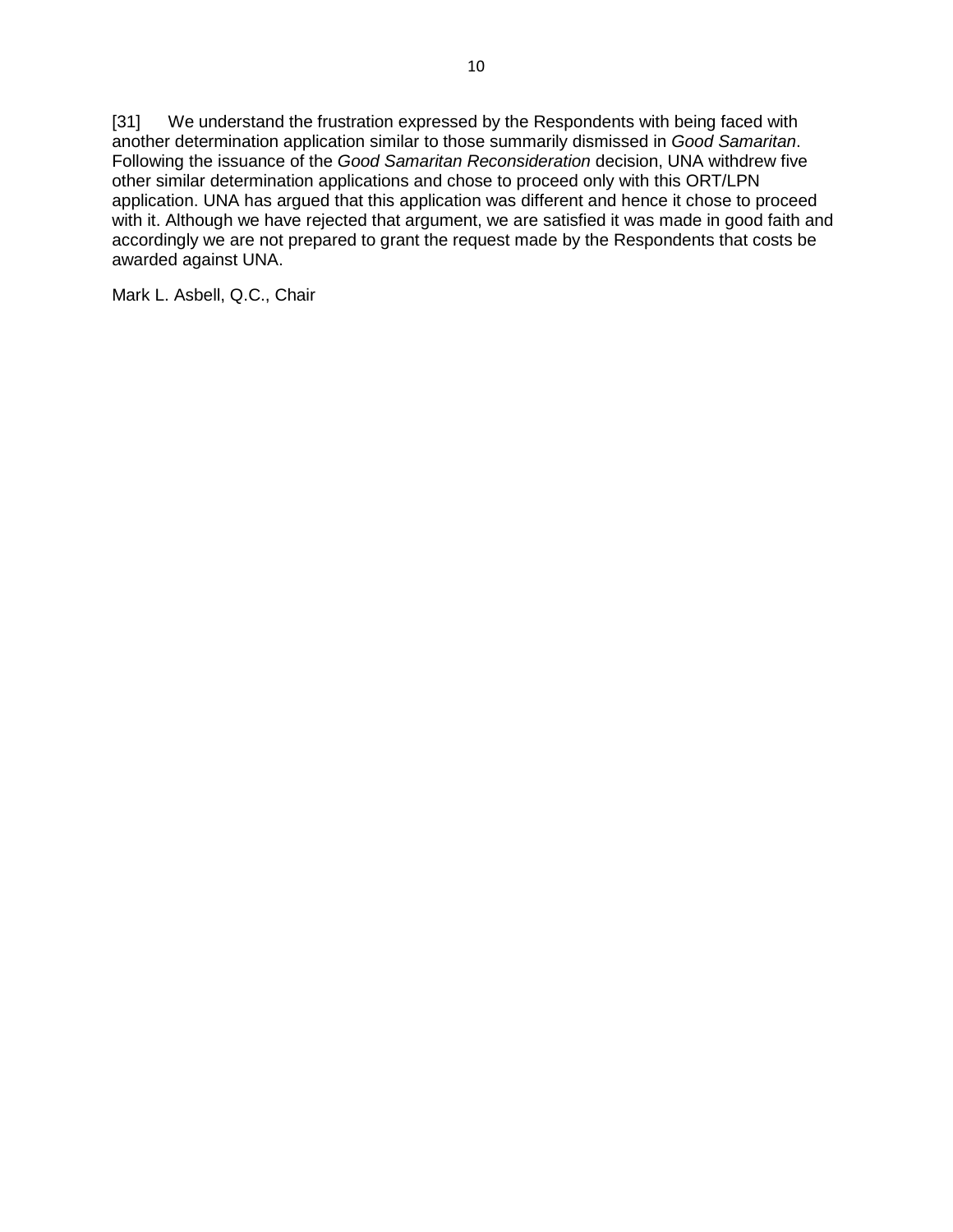[31] We understand the frustration expressed by the Respondents with being faced with another determination application similar to those summarily dismissed in *Good Samaritan*. Following the issuance of the *Good Samaritan Reconsideration* decision, UNA withdrew five other similar determination applications and chose to proceed only with this ORT/LPN application. UNA has argued that this application was different and hence it chose to proceed with it. Although we have rejected that argument, we are satisfied it was made in good faith and accordingly we are not prepared to grant the request made by the Respondents that costs be awarded against UNA.

Mark L. Asbell, Q.C., Chair